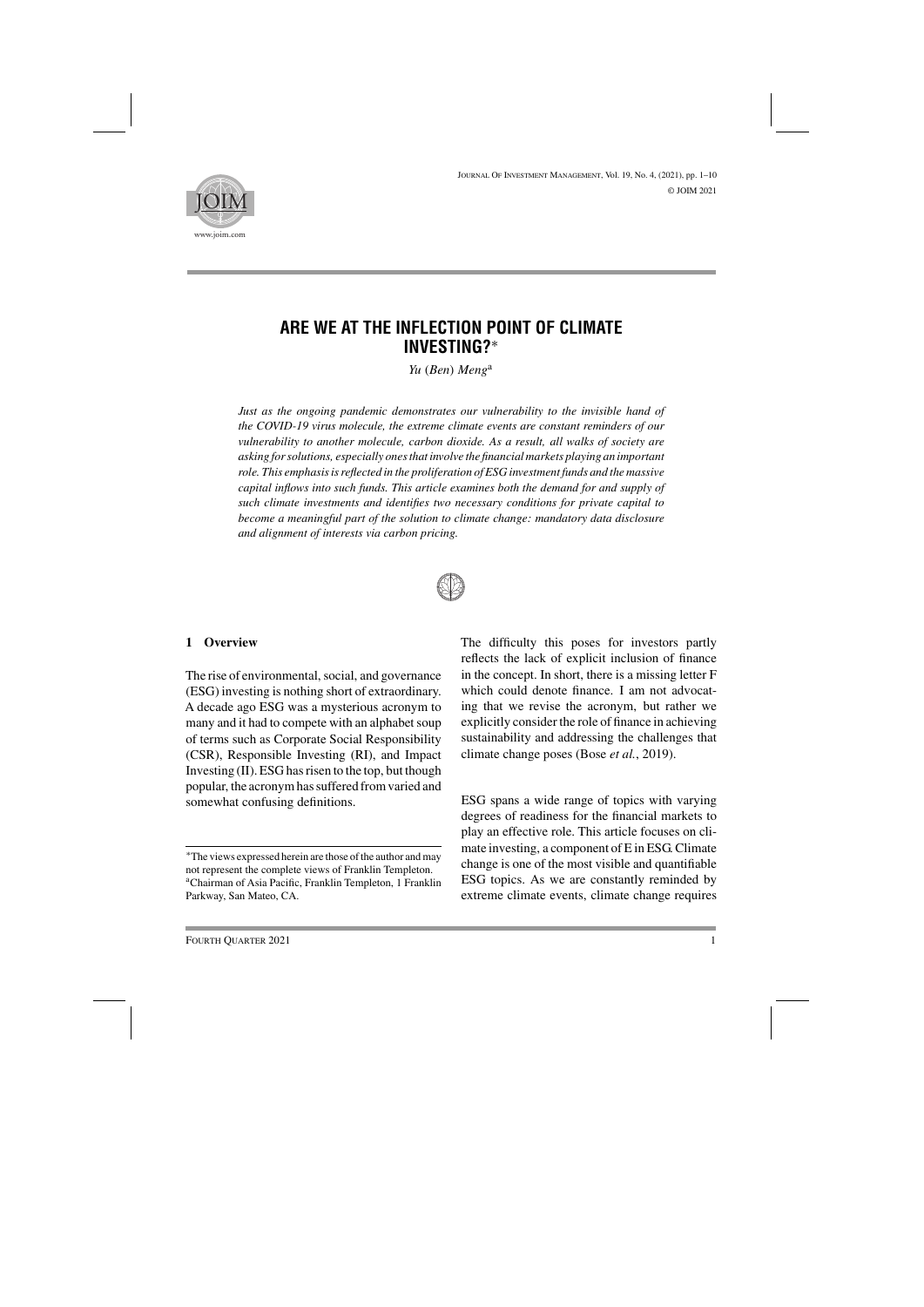# ARE WE AT THE INFLECTION POINT OF CLIMATE INVESTING?*

*Yu (Ben) Meng*[a]

*Just as the ongoing pandemic demonstrates our vulnerability to the invisible hand of the COVID-19 virus molecule, the extreme climate events are constant reminders of our vulnerability to another molecule, carbon dioxide. As a result, all walks of society are asking for solutions, especially ones that involve the financial markets playing an important role. This emphasis is reflected in the proliferation of ESG investment funds and the massive capital inflows into such funds. This article examines both the demand for and supply of such climate investments and identifies two necessary conditions for private capital to become a meaningful part of the solution to climate change: mandatory data disclosure and alignment of interests via carbon pricing.*

## 1 Overview

The rise of environmental, social, and governance (ESG) investing is nothing short of extraordinary. A decade ago ESG was a mysterious acronym to many and it had to compete with an alphabet soup of terms such as Corporate Social Responsibility (CSR), Responsible Investing (RI), and Impact Investing (II). ESG has risen to the top, but though popular, the acronym has suffered from varied and somewhat confusing definitions.

The difficulty this poses for investors partly reflects the lack of explicit inclusion of finance in the concept. In short, there is a missing letter F which could denote finance. I am not advocating that we revise the acronym, but rather we explicitly consider the role of finance in achieving sustainability and addressing the challenges that climate change poses (Bose *et al.*, 2019).

ESG spans a wide range of topics with varying degrees of readiness for the financial markets to play an effective role. This article focuses on climate investing, a component of E in ESG. Climate change is one of the most visible and quantifiable ESG topics. As we are constantly reminded by extreme climate events, climate change requires

*The views expressed herein are those of the author and may not represent the complete views of Franklin Templeton.

[a]Chairman of Asia Pacific, Franklin Templeton, 1 Franklin Parkway, San Mateo, CA.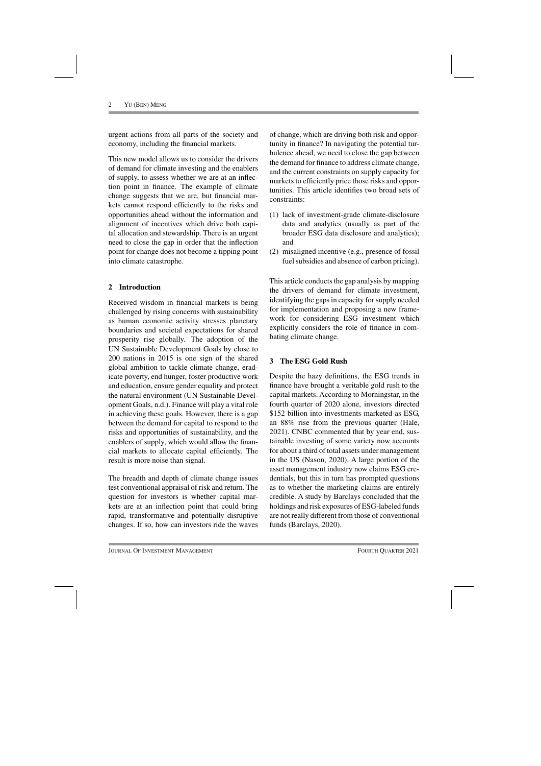urgent actions from all parts of the society and economy, including the financial markets.

This new model allows us to consider the drivers of demand for climate investing and the enablers of supply, to assess whether we are at an inflection point in finance. The example of climate change suggests that we are, but financial markets cannot respond efficiently to the risks and opportunities ahead without the information and alignment of incentives which drive both capital allocation and stewardship. There is an urgent need to close the gap in order that the inflection point for change does not become a tipping point into climate catastrophe.

## 2 Introduction

Received wisdom in financial markets is being challenged by rising concerns with sustainability as human economic activity stresses planetary boundaries and societal expectations for shared prosperity rise globally. The adoption of the UN Sustainable Development Goals by close to 200 nations in 2015 is one sign of the shared global ambition to tackle climate change, eradicate poverty, end hunger, foster productive work and education, ensure gender equality and protect the natural environment (UN Sustainable Development Goals, n.d.). Finance will play a vital role in achieving these goals. However, there is a gap between the demand for capital to respond to the risks and opportunities of sustainability, and the enablers of supply, which would allow the financial markets to allocate capital efficiently. The result is more noise than signal.

The breadth and depth of climate change issues test conventional appraisal of risk and return. The question for investors is whether capital markets are at an inflection point that could bring rapid, transformative and potentially disruptive changes. If so, how can investors ride the waves of change, which are driving both risk and opportunity in finance? In navigating the potential turbulence ahead, we need to close the gap between the demand for finance to address climate change, and the current constraints on supply capacity for markets to efficiently price those risks and opportunities. This article identifies two broad sets of constraints:

(1) lack of investment-grade climate-disclosure data and analytics (usually as part of the broader ESG data disclosure and analytics); and
(2) misaligned incentive (e.g., presence of fossil fuel subsidies and absence of carbon pricing).

This article conducts the gap analysis by mapping the drivers of demand for climate investment, identifying the gaps in capacity for supply needed for implementation and proposing a new framework for considering ESG investment which explicitly considers the role of finance in combating climate change.

## 3 The ESG Gold Rush

Despite the hazy definitions, the ESG trends in finance have brought a veritable gold rush to the capital markets. According to Morningstar, in the fourth quarter of 2020 alone, investors directed \$152 billion into investments marketed as ESG, an 88% rise from the previous quarter (Hale, 2021). CNBC commented that by year end, sustainable investing of some variety now accounts for about a third of total assets under management in the US (Nason, 2020). A large portion of the asset management industry now claims ESG credentials, but this in turn has prompted questions as to whether the marketing claims are entirely credible. A study by Barclays concluded that the holdings and risk exposures of ESG-labeled funds are not really different from those of conventional funds (Barclays, 2020).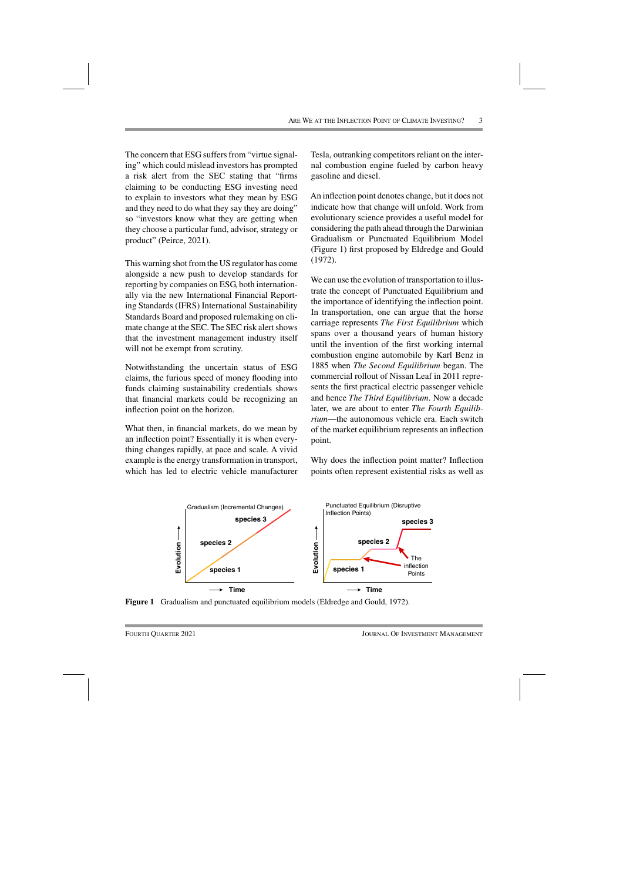The concern that ESG suffers from "virtue signaling" which could mislead investors has prompted a risk alert from the SEC stating that "firms claiming to be conducting ESG investing need to explain to investors what they mean by ESG and they need to do what they say they are doing" so "investors know what they are getting when they choose a particular fund, advisor, strategy or product" (Peirce, 2021).

This warning shot from the US regulator has come alongside a new push to develop standards for reporting by companies on ESG, both internationally via the new International Financial Reporting Standards (IFRS) International Sustainability Standards Board and proposed rulemaking on climate change at the SEC. The SEC risk alert shows that the investment management industry itself will not be exempt from scrutiny.

Notwithstanding the uncertain status of ESG claims, the furious speed of money flooding into funds claiming sustainability credentials shows that financial markets could be recognizing an inflection point on the horizon.

What then, in financial markets, do we mean by an inflection point? Essentially it is when everything changes rapidly, at pace and scale. A vivid example is the energy transformation in transport, which has led to electric vehicle manufacturer Tesla, outranking competitors reliant on the internal combustion engine fueled by carbon heavy gasoline and diesel.

An inflection point denotes change, but it does not indicate how that change will unfold. Work from evolutionary science provides a useful model for considering the path ahead through the Darwinian Gradualism or Punctuated Equilibrium Model (Figure 1) first proposed by Eldredge and Gould (1972).

We can use the evolution of transportation to illustrate the concept of Punctuated Equilibrium and the importance of identifying the inflection point. In transportation, one can argue that the horse carriage represents *The First Equilibrium* which spans over a thousand years of human history until the invention of the first working internal combustion engine automobile by Karl Benz in 1885 when *The Second Equilibrium* began. The commercial rollout of Nissan Leaf in 2011 represents the first practical electric passenger vehicle and hence *The Third Equilibrium*. Now a decade later, we are about to enter *The Fourth Equilibrium*—the autonomous vehicle era. Each switch of the market equilibrium represents an inflection point.

Why does the inflection point matter? Inflection points often represent existential risks as well as

**Figure 1** Gradualism and punctuated equilibrium models (Eldredge and Gould, 1972).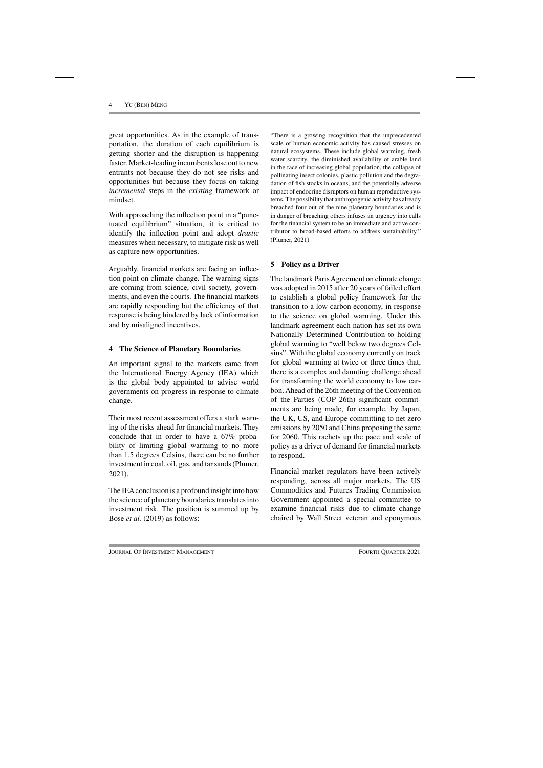great opportunities. As in the example of transportation, the duration of each equilibrium is getting shorter and the disruption is happening faster. Market-leading incumbents lose out to new entrants not because they do not see risks and opportunities but because they focus on taking *incremental* steps in the *existing* framework or mindset.

With approaching the inflection point in a "punctuated equilibrium" situation, it is critical to identify the inflection point and adopt *drastic* measures when necessary, to mitigate risk as well as capture new opportunities.

Arguably, financial markets are facing an inflection point on climate change. The warning signs are coming from science, civil society, governments, and even the courts. The financial markets are rapidly responding but the efficiency of that response is being hindered by lack of information and by misaligned incentives.

## 4 The Science of Planetary Boundaries

An important signal to the markets came from the International Energy Agency (IEA) which is the global body appointed to advise world governments on progress in response to climate change.

Their most recent assessment offers a stark warning of the risks ahead for financial markets. They conclude that in order to have a 67% probability of limiting global warming to no more than 1.5 degrees Celsius, there can be no further investment in coal, oil, gas, and tar sands (Plumer, 2021).

The IEA conclusion is a profound insight into how the science of planetary boundaries translates into investment risk. The position is summed up by Bose *et al.* (2019) as follows:

> "There is a growing recognition that the unprecedented scale of human economic activity has caused stresses on natural ecosystems. These include global warming, fresh water scarcity, the diminished availability of arable land in the face of increasing global population, the collapse of pollinating insect colonies, plastic pollution and the degradation of fish stocks in oceans, and the potentially adverse impact of endocrine disruptors on human reproductive systems. The possibility that anthropogenic activity has already breached four out of the nine planetary boundaries and is in danger of breaching others infuses an urgency into calls for the financial system to be an immediate and active contributor to broad-based efforts to address sustainability." (Plumer, 2021)

## 5 Policy as a Driver

The landmark Paris Agreement on climate change was adopted in 2015 after 20 years of failed effort to establish a global policy framework for the transition to a low carbon economy, in response to the science on global warming. Under this landmark agreement each nation has set its own Nationally Determined Contribution to holding global warming to "well below two degrees Celsius". With the global economy currently on track for global warming at twice or three times that, there is a complex and daunting challenge ahead for transforming the world economy to low carbon. Ahead of the 26th meeting of the Convention of the Parties (COP 26th) significant commitments are being made, for example, by Japan, the UK, US, and Europe committing to net zero emissions by 2050 and China proposing the same for 2060. This rachets up the pace and scale of policy as a driver of demand for financial markets to respond.

Financial market regulators have been actively responding, across all major markets. The US Commodities and Futures Trading Commission Government appointed a special committee to examine financial risks due to climate change chaired by Wall Street veteran and eponymous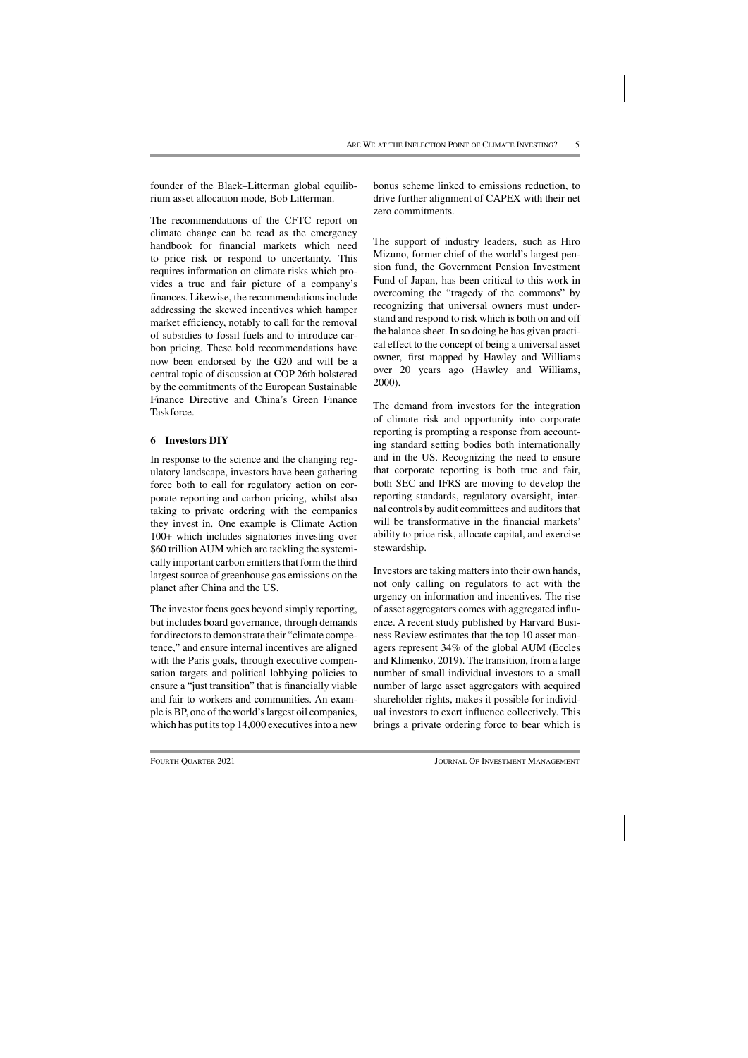founder of the Black–Litterman global equilibrium asset allocation mode, Bob Litterman.

The recommendations of the CFTC report on climate change can be read as the emergency handbook for financial markets which need to price risk or respond to uncertainty. This requires information on climate risks which provides a true and fair picture of a company's finances. Likewise, the recommendations include addressing the skewed incentives which hamper market efficiency, notably to call for the removal of subsidies to fossil fuels and to introduce carbon pricing. These bold recommendations have now been endorsed by the G20 and will be a central topic of discussion at COP 26th bolstered by the commitments of the European Sustainable Finance Directive and China's Green Finance Taskforce.

## 6 Investors DIY

In response to the science and the changing regulatory landscape, investors have been gathering force both to call for regulatory action on corporate reporting and carbon pricing, whilst also taking to private ordering with the companies they invest in. One example is Climate Action 100+ which includes signatories investing over $60 trillion AUM which are tackling the systemically important carbon emitters that form the third largest source of greenhouse gas emissions on the planet after China and the US.

The investor focus goes beyond simply reporting, but includes board governance, through demands for directors to demonstrate their "climate competence," and ensure internal incentives are aligned with the Paris goals, through executive compensation targets and political lobbying policies to ensure a "just transition" that is financially viable and fair to workers and communities. An example is BP, one of the world's largest oil companies, which has put its top 14,000 executives into a new bonus scheme linked to emissions reduction, to drive further alignment of CAPEX with their net zero commitments.

The support of industry leaders, such as Hiro Mizuno, former chief of the world's largest pension fund, the Government Pension Investment Fund of Japan, has been critical to this work in overcoming the "tragedy of the commons" by recognizing that universal owners must understand and respond to risk which is both on and off the balance sheet. In so doing he has given practical effect to the concept of being a universal asset owner, first mapped by Hawley and Williams over 20 years ago (Hawley and Williams, 2000).

The demand from investors for the integration of climate risk and opportunity into corporate reporting is prompting a response from accounting standard setting bodies both internationally and in the US. Recognizing the need to ensure that corporate reporting is both true and fair, both SEC and IFRS are moving to develop the reporting standards, regulatory oversight, internal controls by audit committees and auditors that will be transformative in the financial markets' ability to price risk, allocate capital, and exercise stewardship.

Investors are taking matters into their own hands, not only calling on regulators to act with the urgency on information and incentives. The rise of asset aggregators comes with aggregated influence. A recent study published by Harvard Business Review estimates that the top 10 asset managers represent 34% of the global AUM (Eccles and Klimenko, 2019). The transition, from a large number of small individual investors to a small number of large asset aggregators with acquired shareholder rights, makes it possible for individual investors to exert influence collectively. This brings a private ordering force to bear which is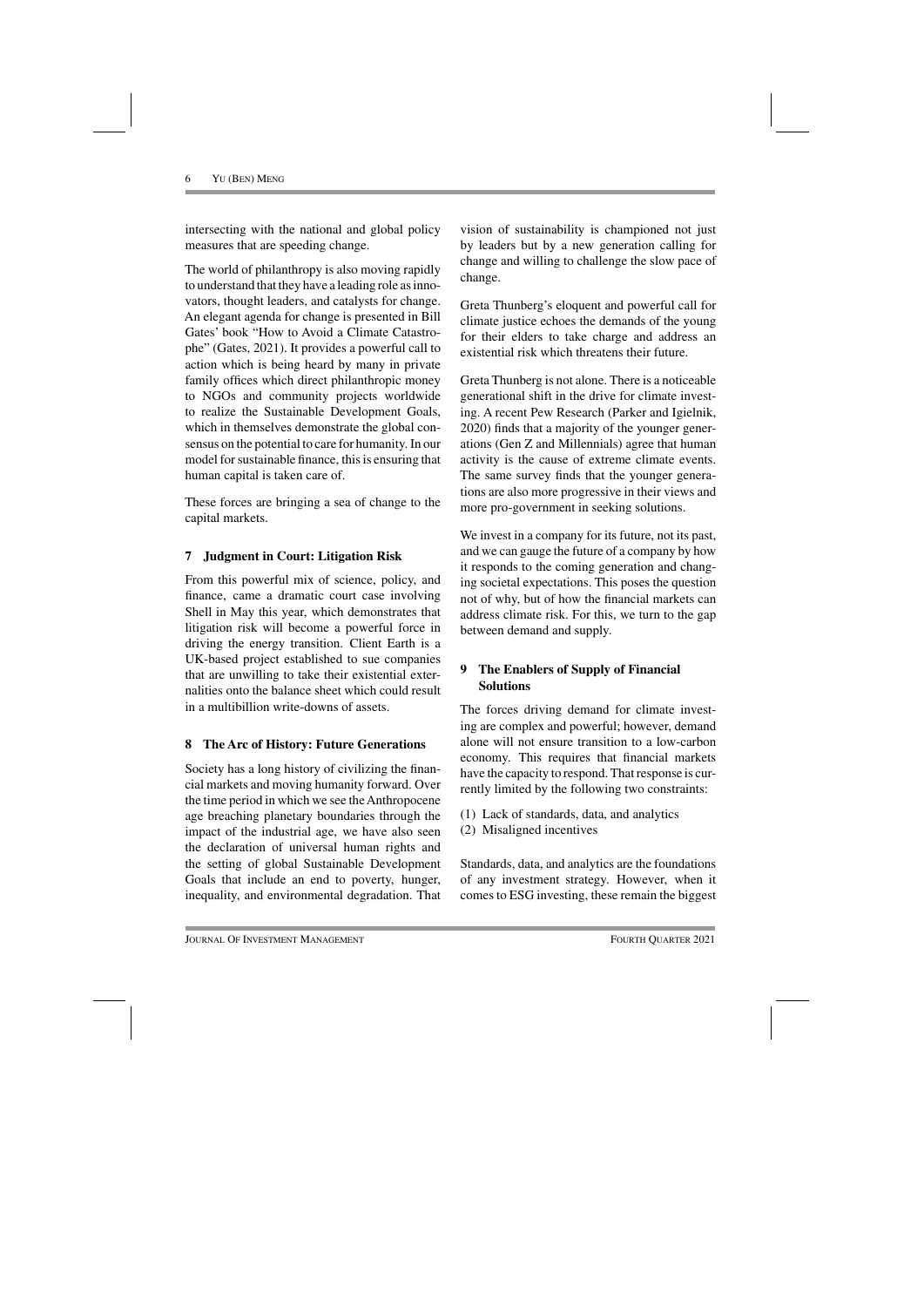intersecting with the national and global policy measures that are speeding change.

The world of philanthropy is also moving rapidly to understand that they have a leading role as innovators, thought leaders, and catalysts for change. An elegant agenda for change is presented in Bill Gates' book "How to Avoid a Climate Catastrophe" (Gates, 2021). It provides a powerful call to action which is being heard by many in private family offices which direct philanthropic money to NGOs and community projects worldwide to realize the Sustainable Development Goals, which in themselves demonstrate the global consensus on the potential to care for humanity. In our model for sustainable finance, this is ensuring that human capital is taken care of.

These forces are bringing a sea of change to the capital markets.

## 7 Judgment in Court: Litigation Risk

From this powerful mix of science, policy, and finance, came a dramatic court case involving Shell in May this year, which demonstrates that litigation risk will become a powerful force in driving the energy transition. Client Earth is a UK-based project established to sue companies that are unwilling to take their existential externalities onto the balance sheet which could result in a multibillion write-downs of assets.

## 8 The Arc of History: Future Generations

Society has a long history of civilizing the financial markets and moving humanity forward. Over the time period in which we see the Anthropocene age breaching planetary boundaries through the impact of the industrial age, we have also seen the declaration of universal human rights and the setting of global Sustainable Development Goals that include an end to poverty, hunger, inequality, and environmental degradation. That vision of sustainability is championed not just by leaders but by a new generation calling for change and willing to challenge the slow pace of change.

Greta Thunberg's eloquent and powerful call for climate justice echoes the demands of the young for their elders to take charge and address an existential risk which threatens their future.

Greta Thunberg is not alone. There is a noticeable generational shift in the drive for climate investing. A recent Pew Research (Parker and Igielnik, 2020) finds that a majority of the younger generations (Gen Z and Millennials) agree that human activity is the cause of extreme climate events. The same survey finds that the younger generations are also more progressive in their views and more pro-government in seeking solutions.

We invest in a company for its future, not its past, and we can gauge the future of a company by how it responds to the coming generation and changing societal expectations. This poses the question not of why, but of how the financial markets can address climate risk. For this, we turn to the gap between demand and supply.

## 9 The Enablers of Supply of Financial Solutions

The forces driving demand for climate investing are complex and powerful; however, demand alone will not ensure transition to a low-carbon economy. This requires that financial markets have the capacity to respond. That response is currently limited by the following two constraints:

(1) Lack of standards, data, and analytics
(2) Misaligned incentives

Standards, data, and analytics are the foundations of any investment strategy. However, when it comes to ESG investing, these remain the biggest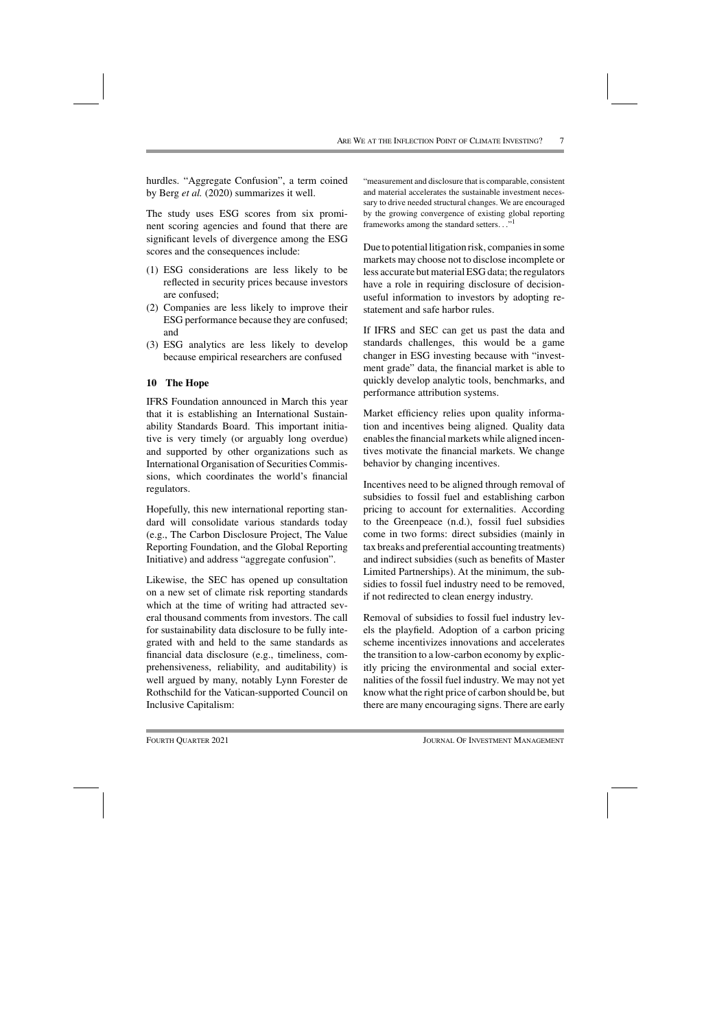hurdles. "Aggregate Confusion", a term coined by Berg *et al.* (2020) summarizes it well.

The study uses ESG scores from six prominent scoring agencies and found that there are significant levels of divergence among the ESG scores and the consequences include:

(1) ESG considerations are less likely to be reflected in security prices because investors are confused;
(2) Companies are less likely to improve their ESG performance because they are confused; and
(3) ESG analytics are less likely to develop because empirical researchers are confused

## 10 The Hope

IFRS Foundation announced in March this year that it is establishing an International Sustainability Standards Board. This important initiative is very timely (or arguably long overdue) and supported by other organizations such as International Organisation of Securities Commissions, which coordinates the world's financial regulators.

Hopefully, this new international reporting standard will consolidate various standards today (e.g., The Carbon Disclosure Project, The Value Reporting Foundation, and the Global Reporting Initiative) and address "aggregate confusion".

Likewise, the SEC has opened up consultation on a new set of climate risk reporting standards which at the time of writing had attracted several thousand comments from investors. The call for sustainability data disclosure to be fully integrated with and held to the same standards as financial data disclosure (e.g., timeliness, comprehensiveness, reliability, and auditability) is well argued by many, notably Lynn Forester de Rothschild for the Vatican-supported Council on Inclusive Capitalism:

> "measurement and disclosure that is comparable, consistent and material accelerates the sustainable investment necessary to drive needed structural changes. We are encouraged by the growing convergence of existing global reporting frameworks among the standard setters..."[1]

Due to potential litigation risk, companies in some markets may choose not to disclose incomplete or less accurate but material ESG data; the regulators have a role in requiring disclosure of decision-useful information to investors by adopting restatement and safe harbor rules.

If IFRS and SEC can get us past the data and standards challenges, this would be a game changer in ESG investing because with "investment grade" data, the financial market is able to quickly develop analytic tools, benchmarks, and performance attribution systems.

Market efficiency relies upon quality information and incentives being aligned. Quality data enables the financial markets while aligned incentives motivate the financial markets. We change behavior by changing incentives.

Incentives need to be aligned through removal of subsidies to fossil fuel and establishing carbon pricing to account for externalities. According to the Greenpeace (n.d.), fossil fuel subsidies come in two forms: direct subsidies (mainly in tax breaks and preferential accounting treatments) and indirect subsidies (such as benefits of Master Limited Partnerships). At the minimum, the subsidies to fossil fuel industry need to be removed, if not redirected to clean energy industry.

Removal of subsidies to fossil fuel industry levels the playfield. Adoption of a carbon pricing scheme incentivizes innovations and accelerates the transition to a low-carbon economy by explicitly pricing the environmental and social externalities of the fossil fuel industry. We may not yet know what the right price of carbon should be, but there are many encouraging signs. There are early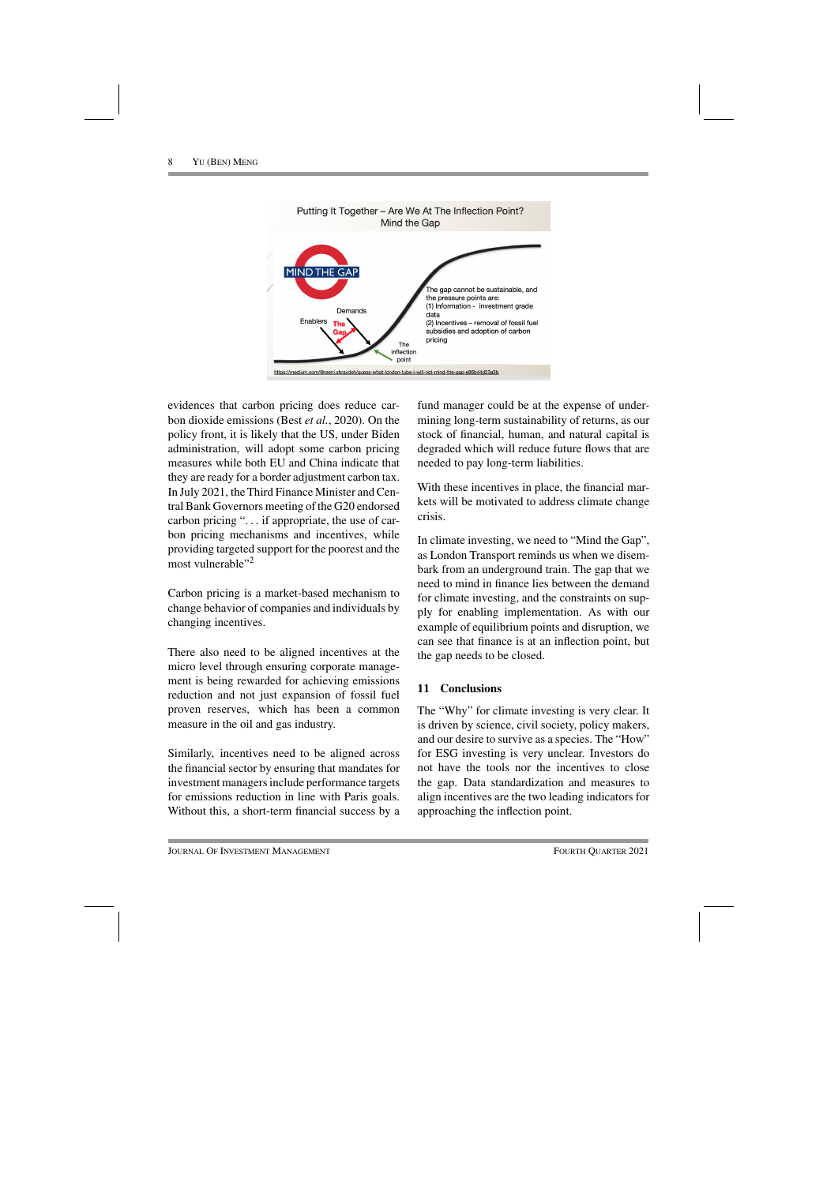Putting It Together – Are We At The Inflection Point? Mind the Gap

MIND THE GAP

Enablers | Demands | The Gap | The inflection point

The gap cannot be sustainable, and the pressure points are:
(1) Information - investment grade data
(2) Incentives – removal of fossil fuel subsidies and adoption of carbon pricing

https://medium.com/@reem.shraydeh/guess-what-london-tube-i-will-not-mind-the-gap-e86b44d23a3b

evidences that carbon pricing does reduce carbon dioxide emissions (Best *et al.*, 2020). On the policy front, it is likely that the US, under Biden administration, will adopt some carbon pricing measures while both EU and China indicate that they are ready for a border adjustment carbon tax. In July 2021, the Third Finance Minister and Central Bank Governors meeting of the G20 endorsed carbon pricing "... if appropriate, the use of carbon pricing mechanisms and incentives, while providing targeted support for the poorest and the most vulnerable"[2]

Carbon pricing is a market-based mechanism to change behavior of companies and individuals by changing incentives.

There also need to be aligned incentives at the micro level through ensuring corporate management is being rewarded for achieving emissions reduction and not just expansion of fossil fuel proven reserves, which has been a common measure in the oil and gas industry.

Similarly, incentives need to be aligned across the financial sector by ensuring that mandates for investment managers include performance targets for emissions reduction in line with Paris goals. Without this, a short-term financial success by a fund manager could be at the expense of undermining long-term sustainability of returns, as our stock of financial, human, and natural capital is degraded which will reduce future flows that are needed to pay long-term liabilities.

With these incentives in place, the financial markets will be motivated to address climate change crisis.

In climate investing, we need to "Mind the Gap", as London Transport reminds us when we disembark from an underground train. The gap that we need to mind in finance lies between the demand for climate investing, and the constraints on supply for enabling implementation. As with our example of equilibrium points and disruption, we can see that finance is at an inflection point, but the gap needs to be closed.

## 11 Conclusions

The "Why" for climate investing is very clear. It is driven by science, civil society, policy makers, and our desire to survive as a species. The "How" for ESG investing is very unclear. Investors do not have the tools nor the incentives to close the gap. Data standardization and measures to align incentives are the two leading indicators for approaching the inflection point.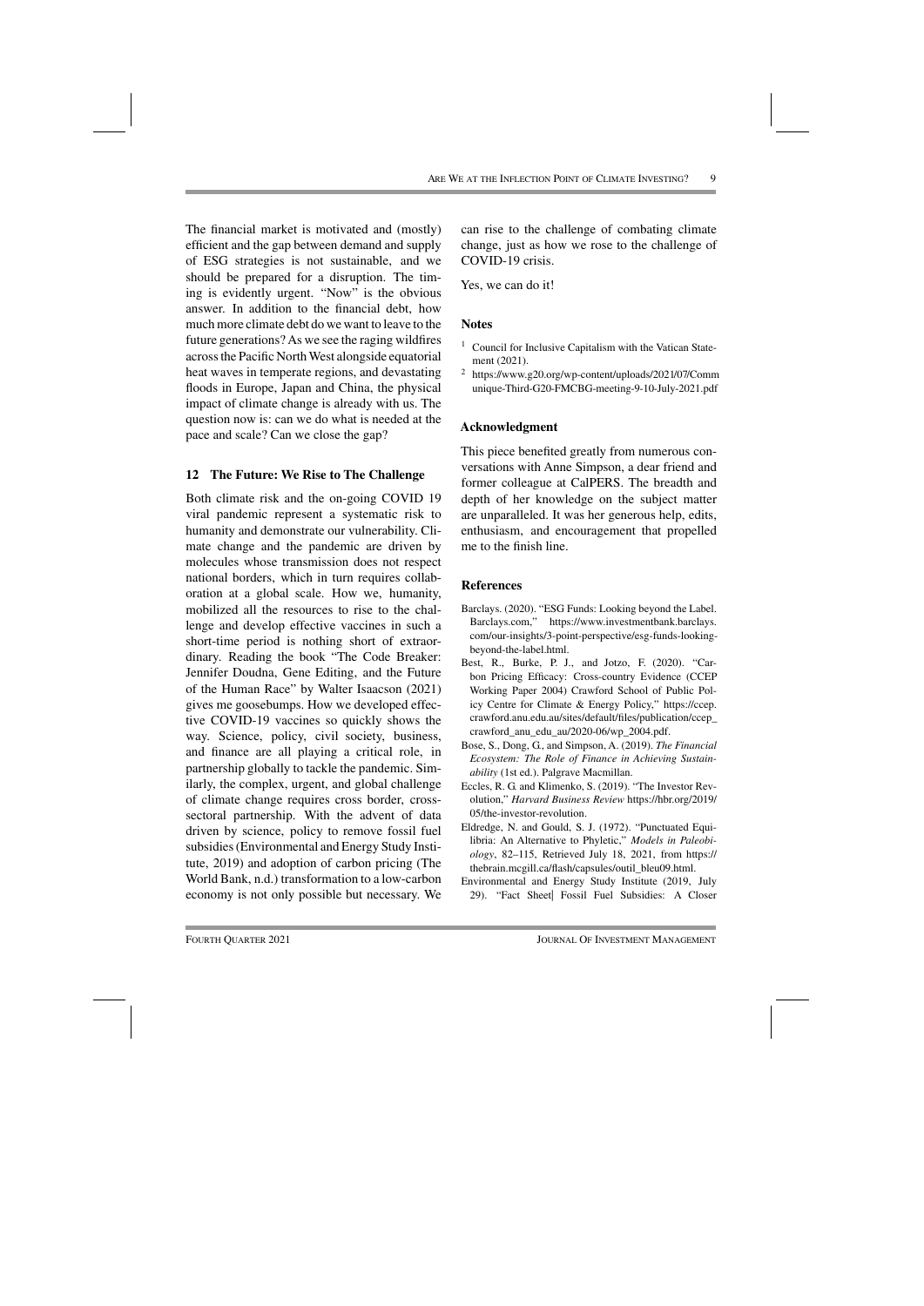The financial market is motivated and (mostly) efficient and the gap between demand and supply of ESG strategies is not sustainable, and we should be prepared for a disruption. The timing is evidently urgent. "Now" is the obvious answer. In addition to the financial debt, how much more climate debt do we want to leave to the future generations? As we see the raging wildfires across the Pacific North West alongside equatorial heat waves in temperate regions, and devastating floods in Europe, Japan and China, the physical impact of climate change is already with us. The question now is: can we do what is needed at the pace and scale? Can we close the gap?

## 12 The Future: We Rise to The Challenge

Both climate risk and the on-going COVID 19 viral pandemic represent a systematic risk to humanity and demonstrate our vulnerability. Climate change and the pandemic are driven by molecules whose transmission does not respect national borders, which in turn requires collaboration at a global scale. How we, humanity, mobilized all the resources to rise to the challenge and develop effective vaccines in such a short-time period is nothing short of extraordinary. Reading the book "The Code Breaker: Jennifer Doudna, Gene Editing, and the Future of the Human Race" by Walter Isaacson (2021) gives me goosebumps. How we developed effective COVID-19 vaccines so quickly shows the way. Science, policy, civil society, business, and finance are all playing a critical role, in partnership globally to tackle the pandemic. Similarly, the complex, urgent, and global challenge of climate change requires cross border, cross-sectoral partnership. With the advent of data driven by science, policy to remove fossil fuel subsidies (Environmental and Energy Study Institute, 2019) and adoption of carbon pricing (The World Bank, n.d.) transformation to a low-carbon economy is not only possible but necessary. We can rise to the challenge of combating climate change, just as how we rose to the challenge of COVID-19 crisis.

Yes, we can do it!

### Notes

[1] Council for Inclusive Capitalism with the Vatican Statement (2021).

[2] https://www.g20.org/wp-content/uploads/2021/07/Communique-Third-G20-FMCBG-meeting-9-10-July-2021.pdf

### Acknowledgment

This piece benefited greatly from numerous conversations with Anne Simpson, a dear friend and former colleague at CalPERS. The breadth and depth of her knowledge on the subject matter are unparalleled. It was her generous help, edits, enthusiasm, and encouragement that propelled me to the finish line.

### References

Barclays. (2020). "ESG Funds: Looking beyond the Label. Barclays.com," https://www.investmentbank.barclays.com/our-insights/3-point-perspective/esg-funds-looking-beyond-the-label.html.

Best, R., Burke, P. J., and Jotzo, F. (2020). "Carbon Pricing Efficacy: Cross-country Evidence (CCEP Working Paper 2004) Crawford School of Public Policy Centre for Climate & Energy Policy," https://ccep.crawford.anu.edu.au/sites/default/files/publication/ccep_crawford_anu_edu_au/2020-06/wp_2004.pdf.

Bose, S., Dong, G., and Simpson, A. (2019). *The Financial Ecosystem: The Role of Finance in Achieving Sustainability* (1st ed.). Palgrave Macmillan.

Eccles, R. G. and Klimenko, S. (2019). "The Investor Revolution," *Harvard Business Review* https://hbr.org/2019/05/the-investor-revolution.

Eldredge, N. and Gould, S. J. (1972). "Punctuated Equilibria: An Alternative to Phyletic," *Models in Paleobiology*, 82–115, Retrieved July 18, 2021, from https://thebrain.mcgill.ca/flash/capsules/outil_bleu09.html.

Environmental and Energy Study Institute (2019, July 29). "Fact Sheet| Fossil Fuel Subsidies: A Closer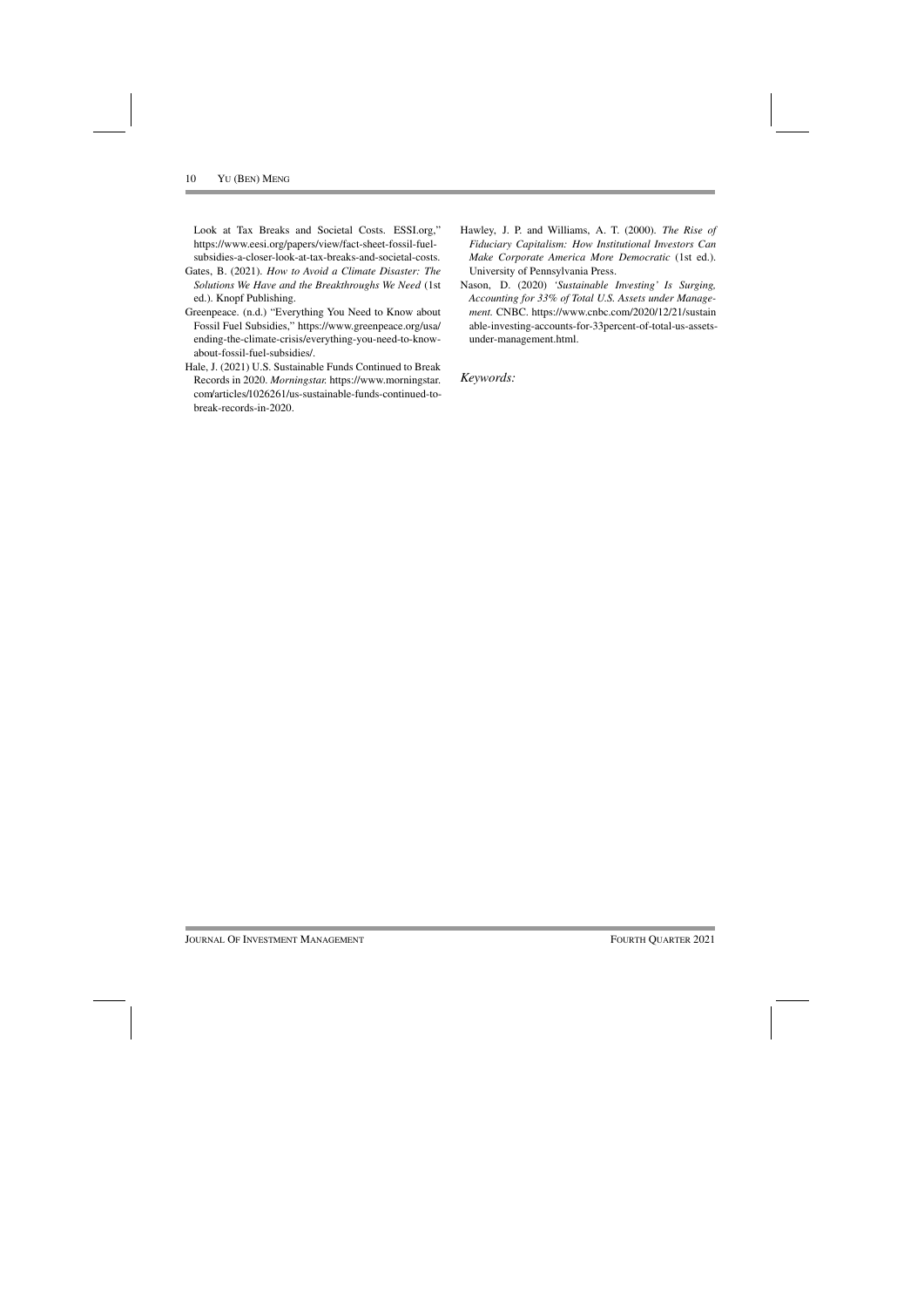Look at Tax Breaks and Societal Costs. ESSI.org," https://www.eesi.org/papers/view/fact-sheet-fossil-fuel-subsidies-a-closer-look-at-tax-breaks-and-societal-costs.

Gates, B. (2021). *How to Avoid a Climate Disaster: The Solutions We Have and the Breakthroughs We Need* (1st ed.). Knopf Publishing.

Greenpeace. (n.d.) "Everything You Need to Know about Fossil Fuel Subsidies," https://www.greenpeace.org/usa/ending-the-climate-crisis/everything-you-need-to-know-about-fossil-fuel-subsidies/.

Hale, J. (2021) U.S. Sustainable Funds Continued to Break Records in 2020. *Morningstar.* https://www.morningstar.com/articles/1026261/us-sustainable-funds-continued-to-break-records-in-2020.

Hawley, J. P. and Williams, A. T. (2000). *The Rise of Fiduciary Capitalism: How Institutional Investors Can Make Corporate America More Democratic* (1st ed.). University of Pennsylvania Press.

Nason, D. (2020) *'Sustainable Investing' Is Surging, Accounting for 33% of Total U.S. Assets under Management.* CNBC. https://www.cnbc.com/2020/12/21/sustainable-investing-accounts-for-33percent-of-total-us-assets-under-management.html.

*Keywords:*